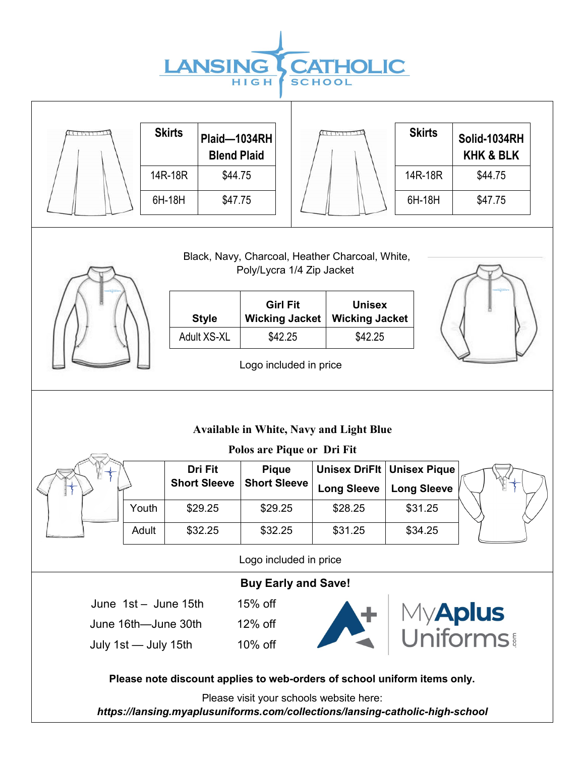# LANSING CATHOLIC HIGH SCHOOL

| Skirts | Plaid—1034RH Blend Plaid |
|---|---|
| 14R-18R | $44.75 |
| 6H-18H | $47.75 |

| Skirts | Solid-1034RH KHK & BLK |
|---|---|
| 14R-18R | $44.75 |
| 6H-18H | $47.75 |

Black, Navy, Charcoal, Heather Charcoal, White, Poly/Lycra 1/4 Zip Jacket

| Style | Girl Fit Wicking Jacket | Unisex Wicking Jacket |
|---|---|---|
| Adult XS-XL | $42.25 | $42.25 |

Logo included in price

**Available in White, Navy and Light Blue**

**Polos are Pique or Dri Fit**

| | Dri Fit Short Sleeve | Pique Short Sleeve | Unisex DriFIt Long Sleeve | Unisex Pique Long Sleeve |
|---|---|---|---|---|
| Youth | $29.25 | $29.25 | $28.25 | $31.25 |
| Adult | $32.25 | $32.25 | $31.25 | $34.25 |

Logo included in price

**Buy Early and Save!**

| | |
|---|---|
| June 1st – June 15th | 15% off |
| June 16th—June 30th | 12% off |
| July 1st — July 15th | 10% off |

MyAplus Uniforms.com

**Please note discount applies to web-orders of school uniform items only.**

Please visit your schools website here:

***https://lansing.myaplusuniforms.com/collections/lansing-catholic-high-school***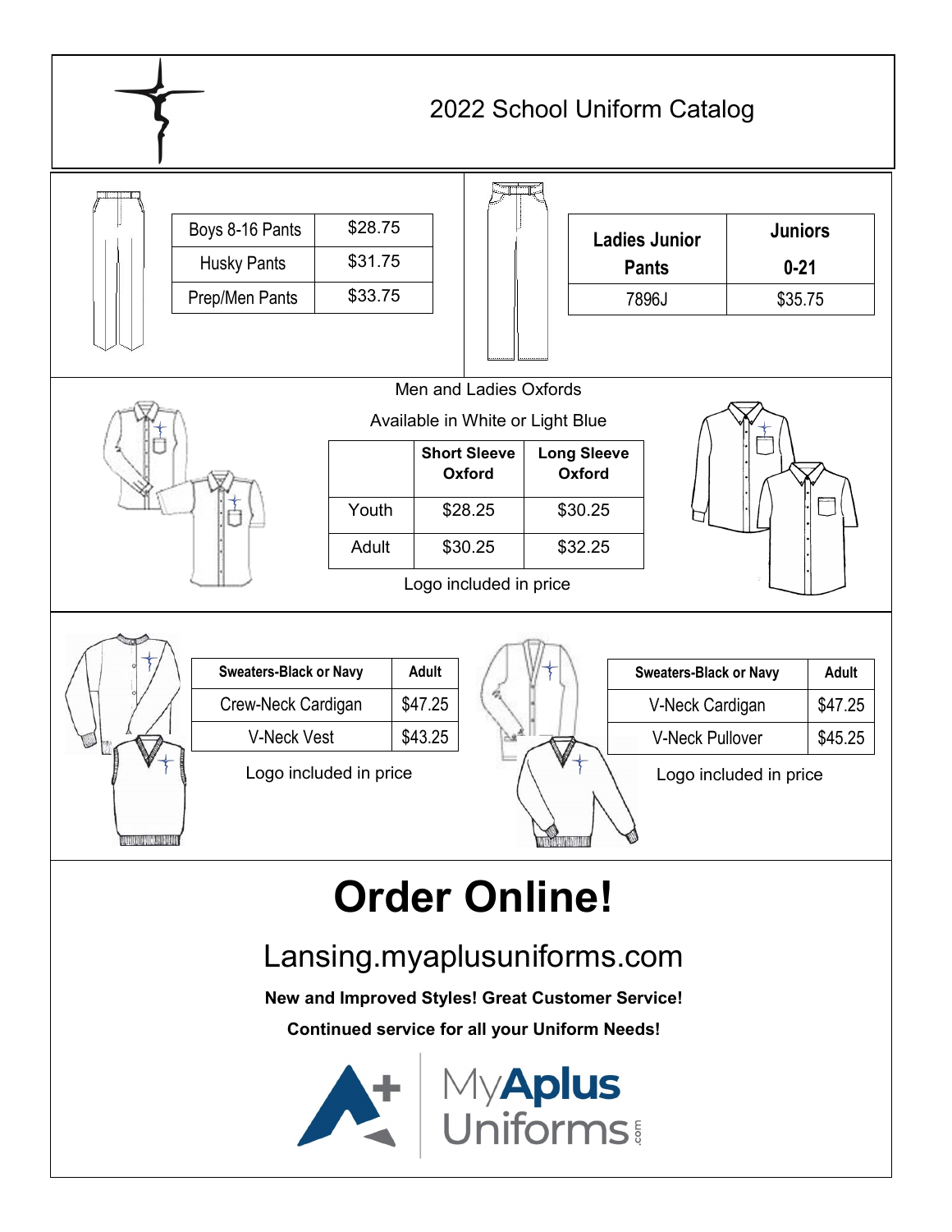# 2022 School Uniform Catalog

| | |
|---|---|
| Boys 8-16 Pants | $28.75 |
| Husky Pants | $31.75 |
| Prep/Men Pants | $33.75 |

| Ladies Junior Pants | Juniors 0-21 |
|---|---|
| 7896J | $35.75 |

Men and Ladies Oxfords

Available in White or Light Blue

| | Short Sleeve Oxford | Long Sleeve Oxford |
|---|---|---|
| Youth | $28.25 | $30.25 |
| Adult | $30.25 | $32.25 |

Logo included in price

| Sweaters-Black or Navy | Adult |
|---|---|
| Crew-Neck Cardigan | $47.25 |
| V-Neck Vest | $43.25 |

Logo included in price

| Sweaters-Black or Navy | Adult |
|---|---|
| V-Neck Cardigan | $47.25 |
| V-Neck Pullover | $45.25 |

Logo included in price

# Order Online!

## Lansing.myaplusuniforms.com

**New and Improved Styles! Great Customer Service!**

**Continued service for all your Uniform Needs!**

MyAplus Uniforms.com